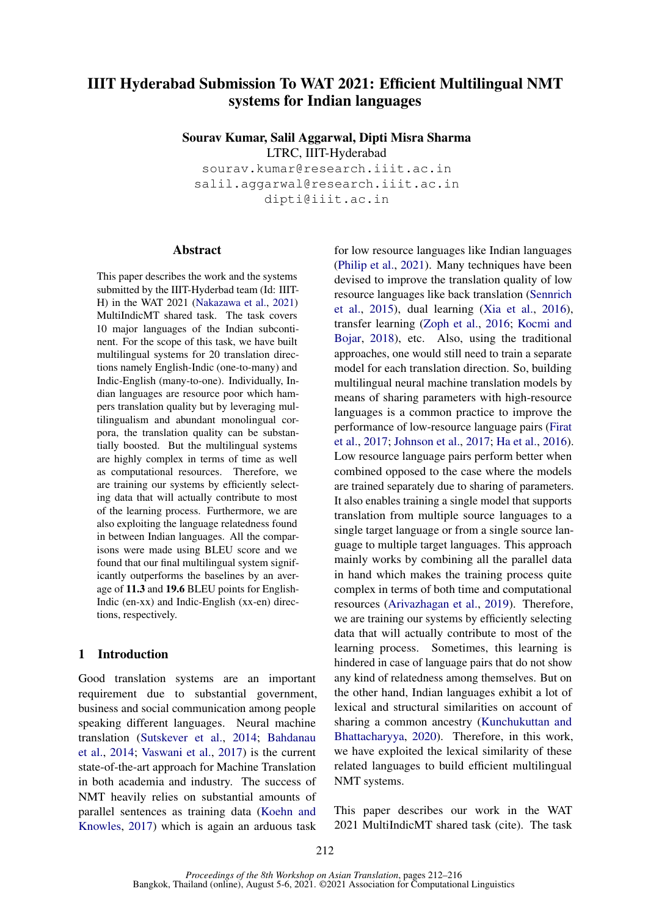# IIIT Hyderabad Submission To WAT 2021: Efficient Multilingual NMT systems for Indian languages

**Sourav Kumar, Salil Aggarwal, Dipti Misra Sharma**
LTRC, IIIT-Hyderabad
sourav.kumar@research.iiit.ac.in
salil.aggarwal@research.iiit.ac.in
dipti@iiit.ac.in

## Abstract

This paper describes the work and the systems submitted by the IIIT-Hyderbad team (Id: IIIT-H) in the WAT 2021 (Nakazawa et al., 2021) MultiIndicMT shared task. The task covers 10 major languages of the Indian subcontinent. For the scope of this task, we have built multilingual systems for 20 translation directions namely English-Indic (one-to-many) and Indic-English (many-to-one). Individually, Indian languages are resource poor which hampers translation quality but by leveraging multilingualism and abundant monolingual corpora, the translation quality can be substantially boosted. But the multilingual systems are highly complex in terms of time as well as computational resources. Therefore, we are training our systems by efficiently selecting data that will actually contribute to most of the learning process. Furthermore, we are also exploiting the language relatedness found in between Indian languages. All the comparisons were made using BLEU score and we found that our final multilingual system significantly outperforms the baselines by an average of **11.3** and **19.6** BLEU points for English-Indic (en-xx) and Indic-English (xx-en) directions, respectively.

## 1 Introduction

Good translation systems are an important requirement due to substantial government, business and social communication among people speaking different languages. Neural machine translation (Sutskever et al., 2014; Bahdanau et al., 2014; Vaswani et al., 2017) is the current state-of-the-art approach for Machine Translation in both academia and industry. The success of NMT heavily relies on substantial amounts of parallel sentences as training data (Koehn and Knowles, 2017) which is again an arduous task for low resource languages like Indian languages (Philip et al., 2021). Many techniques have been devised to improve the translation quality of low resource languages like back translation (Sennrich et al., 2015), dual learning (Xia et al., 2016), transfer learning (Zoph et al., 2016; Kocmi and Bojar, 2018), etc. Also, using the traditional approaches, one would still need to train a separate model for each translation direction. So, building multilingual neural machine translation models by means of sharing parameters with high-resource languages is a common practice to improve the performance of low-resource language pairs (Firat et al., 2017; Johnson et al., 2017; Ha et al., 2016). Low resource language pairs perform better when combined opposed to the case where the models are trained separately due to sharing of parameters. It also enables training a single model that supports translation from multiple source languages to a single target language or from a single source language to multiple target languages. This approach mainly works by combining all the parallel data in hand which makes the training process quite complex in terms of both time and computational resources (Arivazhagan et al., 2019). Therefore, we are training our systems by efficiently selecting data that will actually contribute to most of the learning process. Sometimes, this learning is hindered in case of language pairs that do not show any kind of relatedness among themselves. But on the other hand, Indian languages exhibit a lot of lexical and structural similarities on account of sharing a common ancestry (Kunchukuttan and Bhattacharyya, 2020). Therefore, in this work, we have exploited the lexical similarity of these related languages to build efficient multilingual NMT systems.

This paper describes our work in the WAT 2021 MultiIndicMT shared task (cite). The task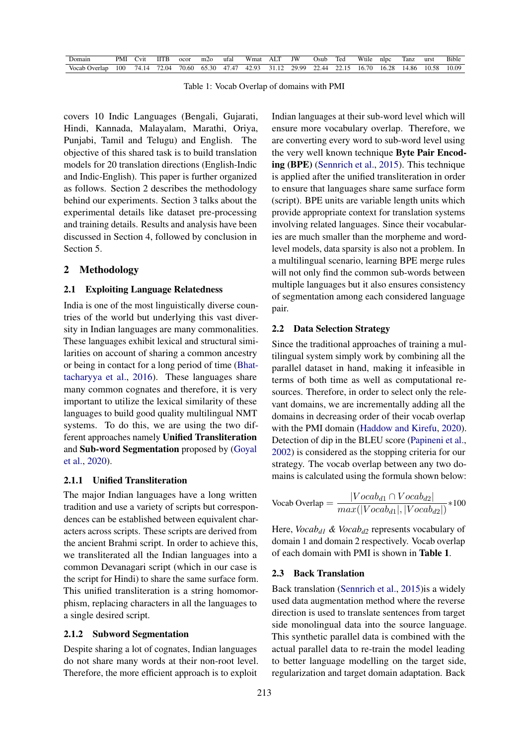| Domain | PMI | Cvit | IITB | ocor | m2o | ufal | Wmat | ALT | JW | Osub | Ted | Wtile | nlpc | Tanz | urst | Bible |
|---|---|---|---|---|---|---|---|---|---|---|---|---|---|---|---|---|
| Vocab Overlap | 100 | 74.14 | 72.04 | 70.60 | 65.30 | 47.47 | 42.93 | 31.12 | 29.99 | 22.44 | 22.15 | 16.70 | 16.28 | 14.86 | 10.58 | 10.09 |

Table 1: Vocab Overlap of domains with PMI

covers 10 Indic Languages (Bengali, Gujarati, Hindi, Kannada, Malayalam, Marathi, Oriya, Punjabi, Tamil and Telugu) and English. The objective of this shared task is to build translation models for 20 translation directions (English-Indic and Indic-English). This paper is further organized as follows. Section 2 describes the methodology behind our experiments. Section 3 talks about the experimental details like dataset pre-processing and training details. Results and analysis have been discussed in Section 4, followed by conclusion in Section 5.

## 2 Methodology

### 2.1 Exploiting Language Relatedness

India is one of the most linguistically diverse countries of the world but underlying this vast diversity in Indian languages are many commonalities. These languages exhibit lexical and structural similarities on account of sharing a common ancestry or being in contact for a long period of time (Bhattacharyya et al., 2016). These languages share many common cognates and therefore, it is very important to utilize the lexical similarity of these languages to build good quality multilingual NMT systems. To do this, we are using the two different approaches namely **Unified Transliteration** and **Sub-word Segmentation** proposed by (Goyal et al., 2020).

#### 2.1.1 Unified Transliteration

The major Indian languages have a long written tradition and use a variety of scripts but correspondences can be established between equivalent characters across scripts. These scripts are derived from the ancient Brahmi script. In order to achieve this, we transliterated all the Indian languages into a common Devanagari script (which in our case is the script for Hindi) to share the same surface form. This unified transliteration is a string homomorphism, replacing characters in all the languages to a single desired script.

#### 2.1.2 Subword Segmentation

Despite sharing a lot of cognates, Indian languages do not share many words at their non-root level. Therefore, the more efficient approach is to exploit Indian languages at their sub-word level which will ensure more vocabulary overlap. Therefore, we are converting every word to sub-word level using the very well known technique **Byte Pair Encoding (BPE)** (Sennrich et al., 2015). This technique is applied after the unified transliteration in order to ensure that languages share same surface form (script). BPE units are variable length units which provide appropriate context for translation systems involving related languages. Since their vocabularies are much smaller than the morpheme and word-level models, data sparsity is also not a problem. In a multilingual scenario, learning BPE merge rules will not only find the common sub-words between multiple languages but it also ensures consistency of segmentation among each considered language pair.

### 2.2 Data Selection Strategy

Since the traditional approaches of training a multilingual system simply work by combining all the parallel dataset in hand, making it infeasible in terms of both time as well as computational resources. Therefore, in order to select only the relevant domains, we are incrementally adding all the domains in decreasing order of their vocab overlap with the PMI domain (Haddow and Kirefu, 2020). Detection of dip in the BLEU score (Papineni et al., 2002) is considered as the stopping criteria for our strategy. The vocab overlap between any two domains is calculated using the formula shown below:

$$\text{Vocab Overlap} = \frac{|Vocab_{d1} \cap Vocab_{d2}|}{max(|Vocab_{d1}|, |Vocab_{d2}|)} * 100$$

Here, *$Vocab_{d1}$ & $Vocab_{d2}$* represents vocabulary of domain 1 and domain 2 respectively. Vocab overlap of each domain with PMI is shown in **Table 1**.

### 2.3 Back Translation

Back translation (Sennrich et al., 2015)is a widely used data augmentation method where the reverse direction is used to translate sentences from target side monolingual data into the source language. This synthetic parallel data is combined with the actual parallel data to re-train the model leading to better language modelling on the target side, regularization and target domain adaptation. Back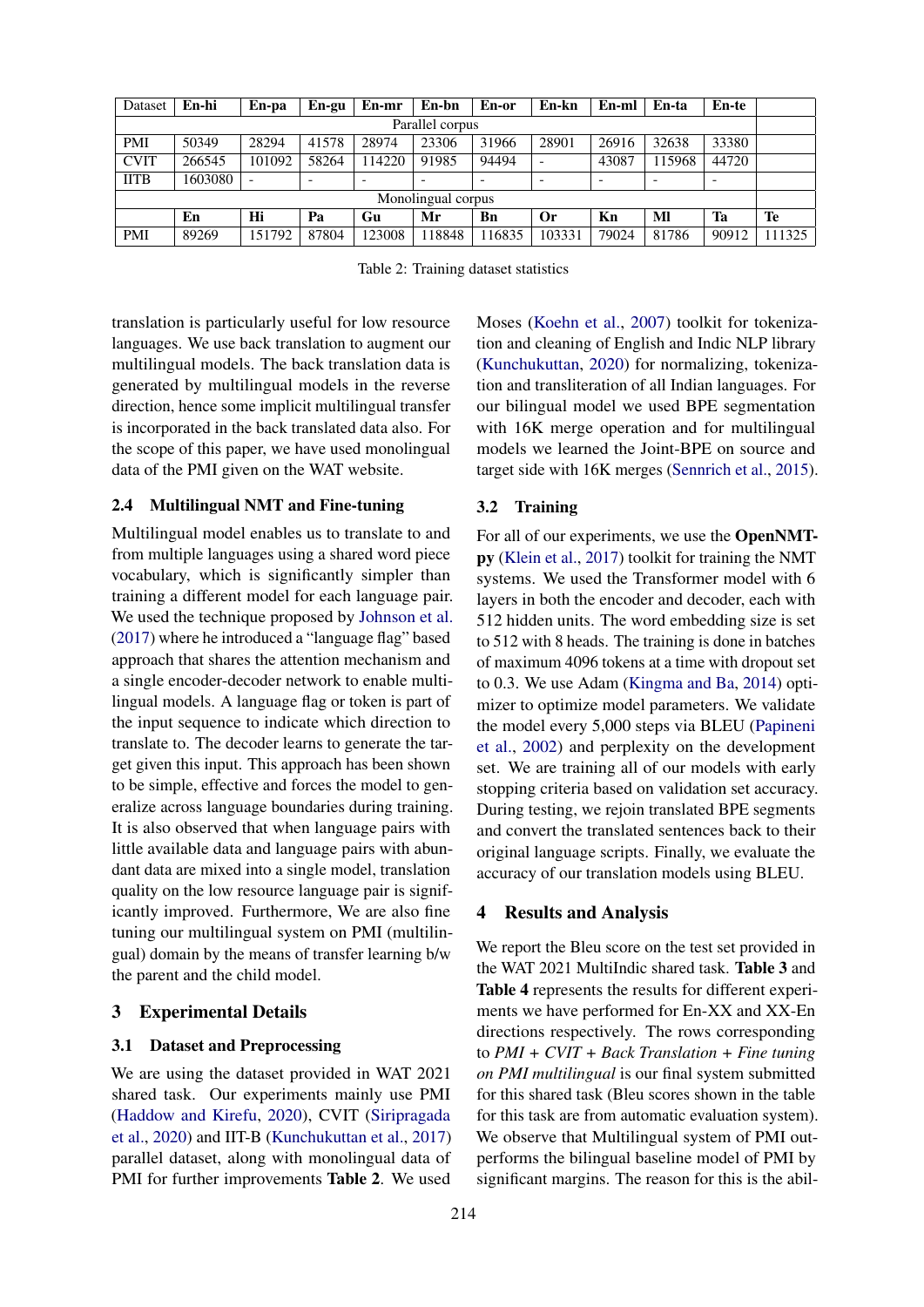| Dataset | En-hi | En-pa | En-gu | En-mr | En-bn | En-or | En-kn | En-ml | En-ta | En-te | |
|---|---|---|---|---|---|---|---|---|---|---|---|
| Parallel corpus | | | | | | | | | | | |
| PMI | 50349 | 28294 | 41578 | 28974 | 23306 | 31966 | 28901 | 26916 | 32638 | 33380 | |
| CVIT | 266545 | 101092 | 58264 | 114220 | 91985 | 94494 | - | 43087 | 115968 | 44720 | |
| IITB | 1603080 | - | - | - | - | - | - | - | - | - | |
| Monolingual corpus | | | | | | | | | | | |
| | **En** | **Hi** | **Pa** | **Gu** | **Mr** | **Bn** | **Or** | **Kn** | **Ml** | **Ta** | **Te** |
| PMI | 89269 | 151792 | 87804 | 123008 | 118848 | 116835 | 103331 | 79024 | 81786 | 90912 | 111325 |

Table 2: Training dataset statistics

translation is particularly useful for low resource languages. We use back translation to augment our multilingual models. The back translation data is generated by multilingual models in the reverse direction, hence some implicit multilingual transfer is incorporated in the back translated data also. For the scope of this paper, we have used monolingual data of the PMI given on the WAT website.

### 2.4 Multilingual NMT and Fine-tuning

Multilingual model enables us to translate to and from multiple languages using a shared word piece vocabulary, which is significantly simpler than training a different model for each language pair. We used the technique proposed by Johnson et al. (2017) where he introduced a "language flag" based approach that shares the attention mechanism and a single encoder-decoder network to enable multilingual models. A language flag or token is part of the input sequence to indicate which direction to translate to. The decoder learns to generate the target given this input. This approach has been shown to be simple, effective and forces the model to generalize across language boundaries during training. It is also observed that when language pairs with little available data and language pairs with abundant data are mixed into a single model, translation quality on the low resource language pair is significantly improved. Furthermore, We are also fine tuning our multilingual system on PMI (multilingual) domain by the means of transfer learning b/w the parent and the child model.

## 3 Experimental Details

### 3.1 Dataset and Preprocessing

We are using the dataset provided in WAT 2021 shared task. Our experiments mainly use PMI (Haddow and Kirefu, 2020), CVIT (Siripragada et al., 2020) and IIT-B (Kunchukuttan et al., 2017) parallel dataset, along with monolingual data of PMI for further improvements **Table 2**. We used Moses (Koehn et al., 2007) toolkit for tokenization and cleaning of English and Indic NLP library (Kunchukuttan, 2020) for normalizing, tokenization and transliteration of all Indian languages. For our bilingual model we used BPE segmentation with 16K merge operation and for multilingual models we learned the Joint-BPE on source and target side with 16K merges (Sennrich et al., 2015).

### 3.2 Training

For all of our experiments, we use the **OpenNMT-py** (Klein et al., 2017) toolkit for training the NMT systems. We used the Transformer model with 6 layers in both the encoder and decoder, each with 512 hidden units. The word embedding size is set to 512 with 8 heads. The training is done in batches of maximum 4096 tokens at a time with dropout set to 0.3. We use Adam (Kingma and Ba, 2014) optimizer to optimize model parameters. We validate the model every 5,000 steps via BLEU (Papineni et al., 2002) and perplexity on the development set. We are training all of our models with early stopping criteria based on validation set accuracy. During testing, we rejoin translated BPE segments and convert the translated sentences back to their original language scripts. Finally, we evaluate the accuracy of our translation models using BLEU.

## 4 Results and Analysis

We report the Bleu score on the test set provided in the WAT 2021 MultiIndic shared task. **Table 3** and **Table 4** represents the results for different experiments we have performed for En-XX and XX-En directions respectively. The rows corresponding to *PMI + CVIT + Back Translation + Fine tuning on PMI multilingual* is our final system submitted for this shared task (Bleu scores shown in the table for this task are from automatic evaluation system). We observe that Multilingual system of PMI outperforms the bilingual baseline model of PMI by significant margins. The reason for this is the abil-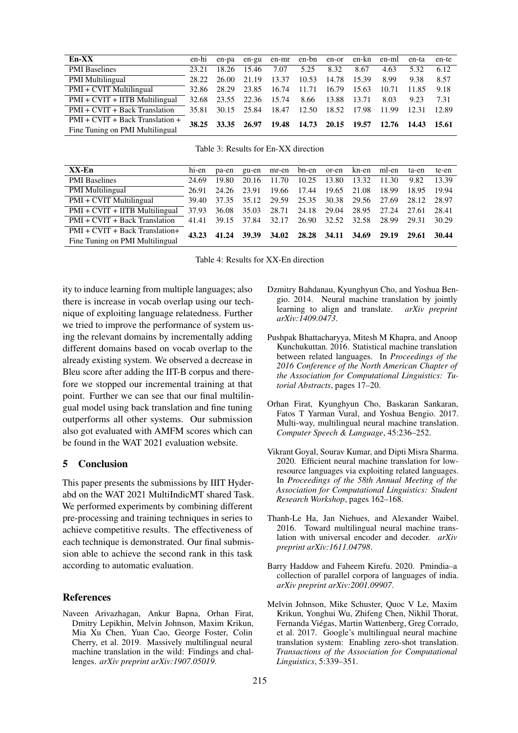| En-XX | en-hi | en-pa | en-gu | en-mr | en-bn | en-or | en-kn | en-ml | en-ta | en-te |
|---|---|---|---|---|---|---|---|---|---|---|
| PMI Baselines | 23.21 | 18.26 | 15.46 | 7.07 | 5.25 | 8.32 | 8.67 | 4.63 | 5.32 | 6.12 |
| PMI Multilingual | 28.22 | 26.00 | 21.19 | 13.37 | 10.53 | 14.78 | 15.39 | 8.99 | 9.38 | 8.57 |
| PMI + CVIT Multilingual | 32.86 | 28.29 | 23.85 | 16.74 | 11.71 | 16.79 | 15.63 | 10.71 | 11.85 | 9.18 |
| PMI + CVIT + IITB Multilingual | 32.68 | 23.55 | 22.36 | 15.74 | 8.66 | 13.88 | 13.71 | 8.03 | 9.23 | 7.31 |
| PMI + CVIT + Back Translation | 35.81 | 30.15 | 25.84 | 18.47 | 12.50 | 18.52 | 17.98 | 11.99 | 12.31 | 12.89 |
| PMI + CVIT + Back Translation + Fine Tuning on PMI Multilingual | **38.25** | **33.35** | **26.97** | **19.48** | **14.73** | **20.15** | **19.57** | **12.76** | **14.43** | **15.61** |

Table 3: Results for En-XX direction

| XX-En | hi-en | pa-en | gu-en | mr-en | bn-en | or-en | kn-en | ml-en | ta-en | te-en |
|---|---|---|---|---|---|---|---|---|---|---|
| PMI Baselines | 24.69 | 19.80 | 20.16 | 11.70 | 10.25 | 13.80 | 13.32 | 11.30 | 9.82 | 13.39 |
| PMI Multilingual | 26.91 | 24.26 | 23.91 | 19.66 | 17.44 | 19.65 | 21.08 | 18.99 | 18.95 | 19.94 |
| PMI + CVIT Multilingual | 39.40 | 37.35 | 35.12 | 29.59 | 25.35 | 30.38 | 29.56 | 27.69 | 28.12 | 28.97 |
| PMI + CVIT + IITB Multilingual | 37.93 | 36.08 | 35.03 | 28.71 | 24.18 | 29.04 | 28.95 | 27.24 | 27.61 | 28.41 |
| PMI + CVIT + Back Translation | 41.41 | 39.15 | 37.84 | 32.17 | 26.90 | 32.52 | 32.58 | 28.99 | 29.31 | 30.29 |
| PMI + CVIT + Back Translation+ Fine Tuning on PMI Multilingual | **43.23** | **41.24** | **39.39** | **34.02** | **28.28** | **34.11** | **34.69** | **29.19** | **29.61** | **30.44** |

Table 4: Results for XX-En direction

ity to induce learning from multiple languages; also there is increase in vocab overlap using our technique of exploiting language relatedness. Further we tried to improve the performance of system using the relevant domains by incrementally adding different domains based on vocab overlap to the already existing system. We observed a decrease in Bleu score after adding the IIT-B corpus and therefore we stopped our incremental training at that point. Further we can see that our final multilingual model using back translation and fine tuning outperforms all other systems. Our submission also got evaluated with AMFM scores which can be found in the WAT 2021 evaluation website.

## 5 Conclusion

This paper presents the submissions by IIIT Hyderabd on the WAT 2021 MultiIndicMT shared Task. We performed experiments by combining different pre-processing and training techniques in series to achieve competitive results. The effectiveness of each technique is demonstrated. Our final submission able to achieve the second rank in this task according to automatic evaluation.

## References

Naveen Arivazhagan, Ankur Bapna, Orhan Firat, Dmitry Lepikhin, Melvin Johnson, Maxim Krikun, Mia Xu Chen, Yuan Cao, George Foster, Colin Cherry, et al. 2019. Massively multilingual neural machine translation in the wild: Findings and challenges. *arXiv preprint arXiv:1907.05019*.

Dzmitry Bahdanau, Kyunghyun Cho, and Yoshua Bengio. 2014. Neural machine translation by jointly learning to align and translate. *arXiv preprint arXiv:1409.0473*.

Pushpak Bhattacharyya, Mitesh M Khapra, and Anoop Kunchukuttan. 2016. Statistical machine translation between related languages. In *Proceedings of the 2016 Conference of the North American Chapter of the Association for Computational Linguistics: Tutorial Abstracts*, pages 17–20.

Orhan Firat, Kyunghyun Cho, Baskaran Sankaran, Fatos T Yarman Vural, and Yoshua Bengio. 2017. Multi-way, multilingual neural machine translation. *Computer Speech & Language*, 45:236–252.

Vikrant Goyal, Sourav Kumar, and Dipti Misra Sharma. 2020. Efficient neural machine translation for low-resource languages via exploiting related languages. In *Proceedings of the 58th Annual Meeting of the Association for Computational Linguistics: Student Research Workshop*, pages 162–168.

Thanh-Le Ha, Jan Niehues, and Alexander Waibel. 2016. Toward multilingual neural machine translation with universal encoder and decoder. *arXiv preprint arXiv:1611.04798*.

Barry Haddow and Faheem Kirefu. 2020. Pmindia–a collection of parallel corpora of languages of india. *arXiv preprint arXiv:2001.09907*.

Melvin Johnson, Mike Schuster, Quoc V Le, Maxim Krikun, Yonghui Wu, Zhifeng Chen, Nikhil Thorat, Fernanda Viégas, Martin Wattenberg, Greg Corrado, et al. 2017. Google's multilingual neural machine translation system: Enabling zero-shot translation. *Transactions of the Association for Computational Linguistics*, 5:339–351.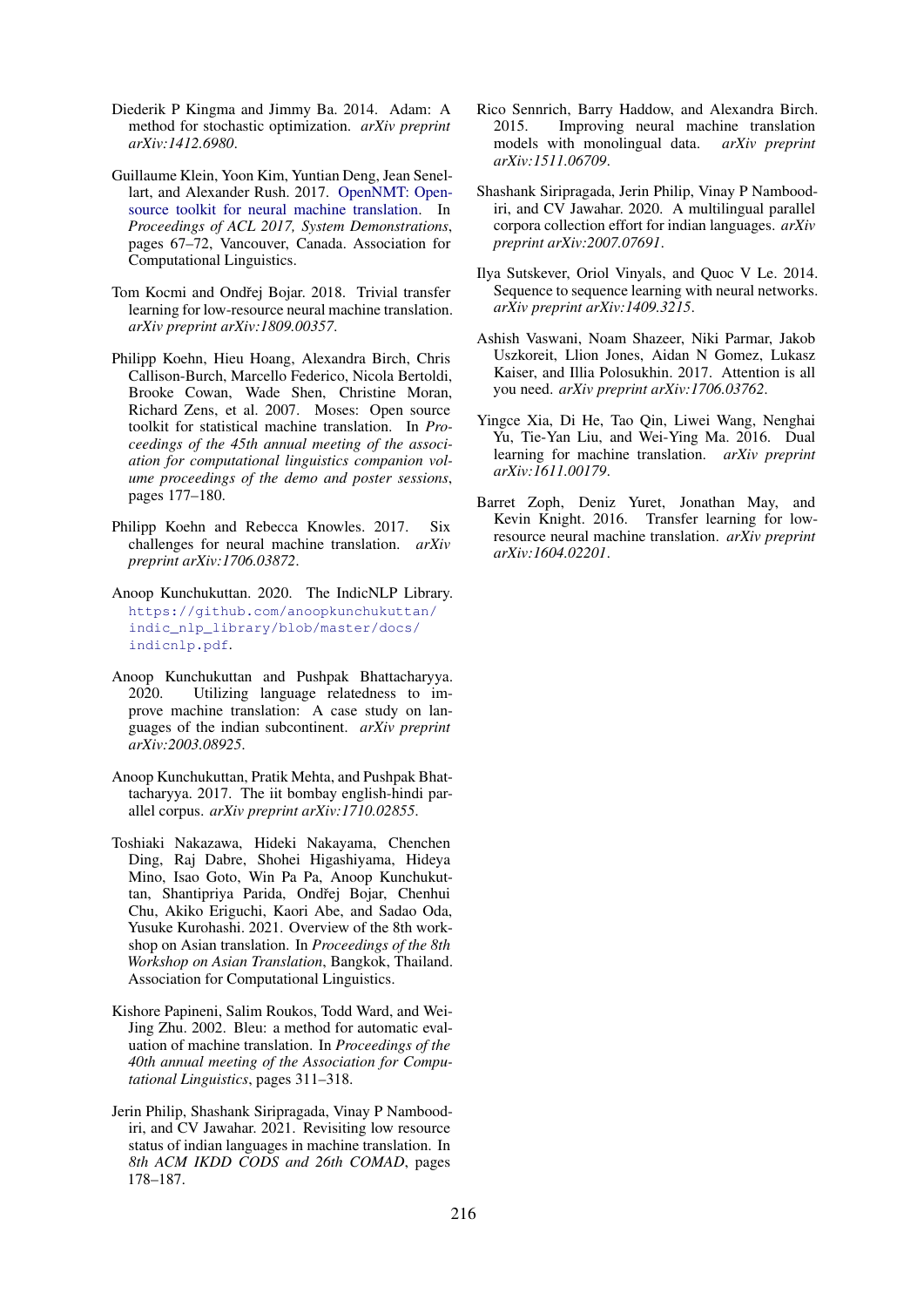Diederik P Kingma and Jimmy Ba. 2014. Adam: A method for stochastic optimization. *arXiv preprint arXiv:1412.6980*.

Guillaume Klein, Yoon Kim, Yuntian Deng, Jean Senellart, and Alexander Rush. 2017. OpenNMT: Open-source toolkit for neural machine translation. In *Proceedings of ACL 2017, System Demonstrations*, pages 67–72, Vancouver, Canada. Association for Computational Linguistics.

Tom Kocmi and Ondřej Bojar. 2018. Trivial transfer learning for low-resource neural machine translation. *arXiv preprint arXiv:1809.00357*.

Philipp Koehn, Hieu Hoang, Alexandra Birch, Chris Callison-Burch, Marcello Federico, Nicola Bertoldi, Brooke Cowan, Wade Shen, Christine Moran, Richard Zens, et al. 2007. Moses: Open source toolkit for statistical machine translation. In *Proceedings of the 45th annual meeting of the association for computational linguistics companion volume proceedings of the demo and poster sessions*, pages 177–180.

Philipp Koehn and Rebecca Knowles. 2017. Six challenges for neural machine translation. *arXiv preprint arXiv:1706.03872*.

Anoop Kunchukuttan. 2020. The IndicNLP Library. https://github.com/anoopkunchukuttan/indic_nlp_library/blob/master/docs/indicnlp.pdf.

Anoop Kunchukuttan and Pushpak Bhattacharyya. 2020. Utilizing language relatedness to improve machine translation: A case study on languages of the indian subcontinent. *arXiv preprint arXiv:2003.08925*.

Anoop Kunchukuttan, Pratik Mehta, and Pushpak Bhattacharyya. 2017. The iit bombay english-hindi parallel corpus. *arXiv preprint arXiv:1710.02855*.

Toshiaki Nakazawa, Hideki Nakayama, Chenchen Ding, Raj Dabre, Shohei Higashiyama, Hideya Mino, Isao Goto, Win Pa Pa, Anoop Kunchukuttan, Shantipriya Parida, Ondřej Bojar, Chenhui Chu, Akiko Eriguchi, Kaori Abe, and Sadao Oda, Yusuke Kurohashi. 2021. Overview of the 8th workshop on Asian translation. In *Proceedings of the 8th Workshop on Asian Translation*, Bangkok, Thailand. Association for Computational Linguistics.

Kishore Papineni, Salim Roukos, Todd Ward, and Wei-Jing Zhu. 2002. Bleu: a method for automatic evaluation of machine translation. In *Proceedings of the 40th annual meeting of the Association for Computational Linguistics*, pages 311–318.

Jerin Philip, Shashank Siripragada, Vinay P Namboodiri, and CV Jawahar. 2021. Revisiting low resource status of indian languages in machine translation. In *8th ACM IKDD CODS and 26th COMAD*, pages 178–187.

Rico Sennrich, Barry Haddow, and Alexandra Birch. 2015. Improving neural machine translation models with monolingual data. *arXiv preprint arXiv:1511.06709*.

Shashank Siripragada, Jerin Philip, Vinay P Namboodiri, and CV Jawahar. 2020. A multilingual parallel corpora collection effort for indian languages. *arXiv preprint arXiv:2007.07691*.

Ilya Sutskever, Oriol Vinyals, and Quoc V Le. 2014. Sequence to sequence learning with neural networks. *arXiv preprint arXiv:1409.3215*.

Ashish Vaswani, Noam Shazeer, Niki Parmar, Jakob Uszkoreit, Llion Jones, Aidan N Gomez, Lukasz Kaiser, and Illia Polosukhin. 2017. Attention is all you need. *arXiv preprint arXiv:1706.03762*.

Yingce Xia, Di He, Tao Qin, Liwei Wang, Nenghai Yu, Tie-Yan Liu, and Wei-Ying Ma. 2016. Dual learning for machine translation. *arXiv preprint arXiv:1611.00179*.

Barret Zoph, Deniz Yuret, Jonathan May, and Kevin Knight. 2016. Transfer learning for low-resource neural machine translation. *arXiv preprint arXiv:1604.02201*.